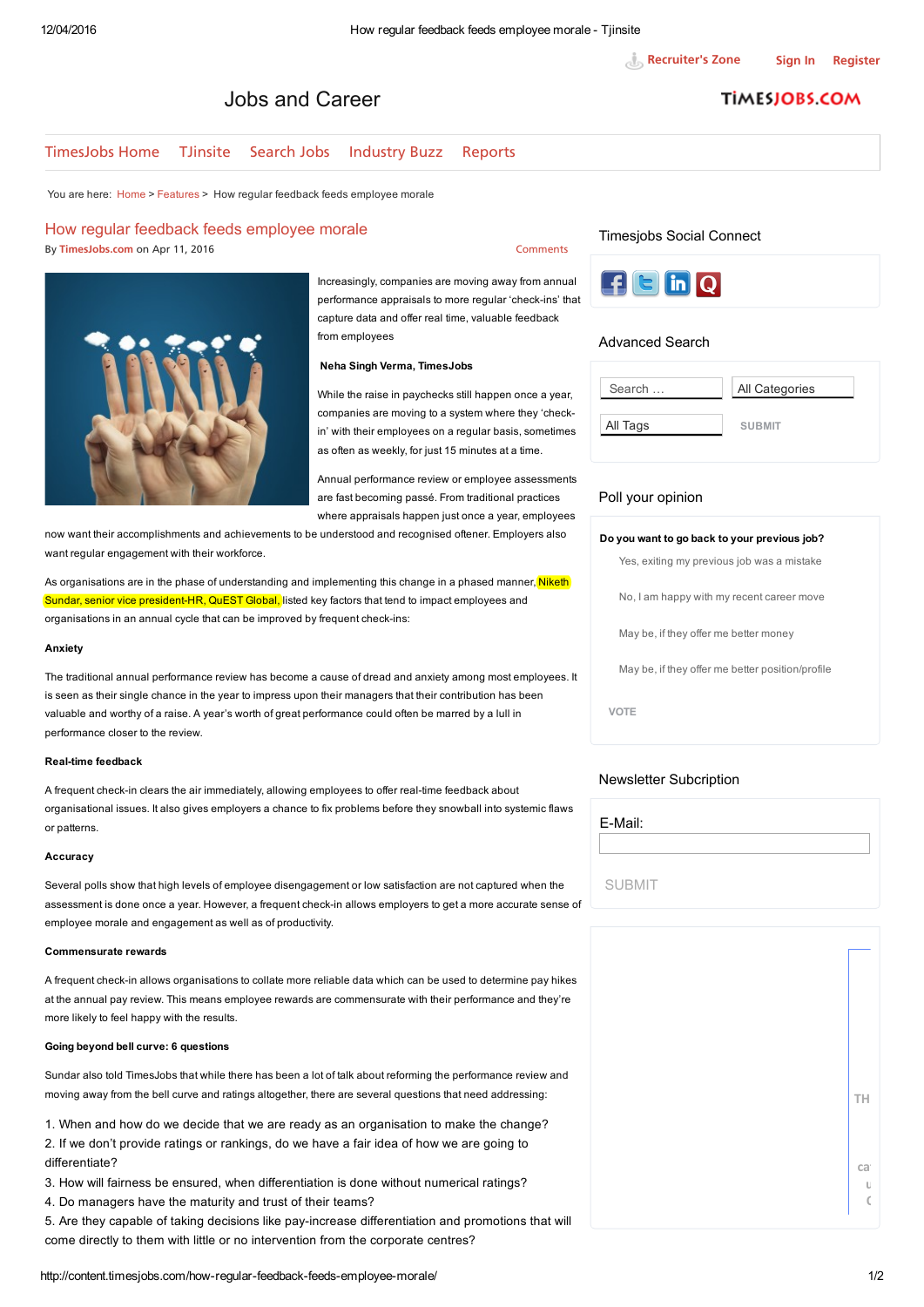# How regular feedback feeds employee morale

By TimesJobs.com on Apr 11, 2016

Increasingly, companies are moving away from annual performance appraisals to more regular 'check-ins' that capture data and offer real time, valuable feedback from employees

**Neha Singh Verma, TimesJobs**

While the raise in paychecks still happen once a year, companies are moving to a system where they 'check-in' with their employees on a regular basis, sometimes as often as weekly, for just 15 minutes at a time.

Annual performance review or employee assessments are fast becoming passé. From traditional practices where appraisals happen just once a year, employees now want their accomplishments and achievements to be understood and recognised oftener. Employers also want regular engagement with their workforce.

As organisations are in the phase of understanding and implementing this change in a phased manner, Niketh Sundar, senior vice president-HR, QuEST Global, listed key factors that tend to impact employees and organisations in an annual cycle that can be improved by frequent check-ins:

**Anxiety**

The traditional annual performance review has become a cause of dread and anxiety among most employees. It is seen as their single chance in the year to impress upon their managers that their contribution has been valuable and worthy of a raise. A year's worth of great performance could often be marred by a lull in performance closer to the review.

**Real-time feedback**

A frequent check-in clears the air immediately, allowing employees to offer real-time feedback about organisational issues. It also gives employers a chance to fix problems before they snowball into systemic flaws or patterns.

**Accuracy**

Several polls show that high levels of employee disengagement or low satisfaction are not captured when the assessment is done once a year. However, a frequent check-in allows employers to get a more accurate sense of employee morale and engagement as well as of productivity.

**Commensurate rewards**

A frequent check-in allows organisations to collate more reliable data which can be used to determine pay hikes at the annual pay review. This means employee rewards are commensurate with their performance and they're more likely to feel happy with the results.

**Going beyond bell curve: 6 questions**

Sundar also told TimesJobs that while there has been a lot of talk about reforming the performance review and moving away from the bell curve and ratings altogether, there are several questions that need addressing:

1. When and how do we decide that we are ready as an organisation to make the change?
2. If we don't provide ratings or rankings, do we have a fair idea of how we are going to differentiate?
3. How will fairness be ensured, when differentiation is done without numerical ratings?
4. Do managers have the maturity and trust of their teams?
5. Are they capable of taking decisions like pay-increase differentiation and promotions that will come directly to them with little or no intervention from the corporate centres?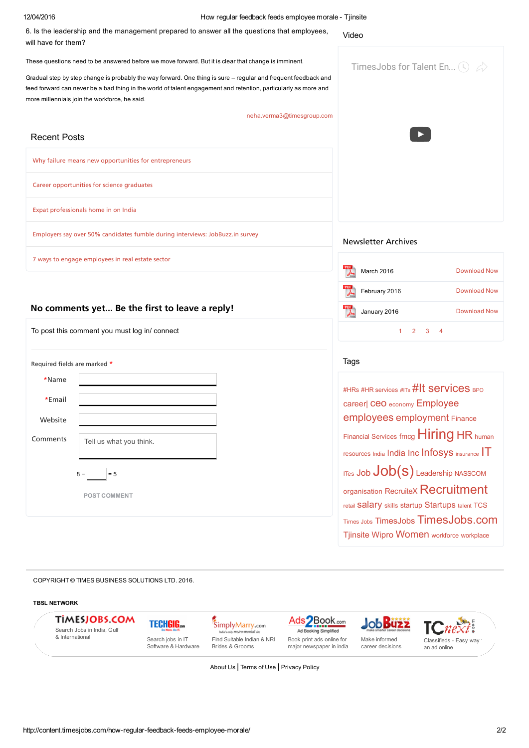6. Is the leadership and the management prepared to answer all the questions that employees, will have for them?

These questions need to be answered before we move forward. But it is clear that change is imminent.

Gradual step by step change is probably the way forward. One thing is sure – regular and frequent feedback and feed forward can never be a bad thing in the world of talent engagement and retention, particularly as more and more millennials join the workforce, he said.

neha.verma3@timesgroup.com

## Recent Posts

- Why failure means new opportunities for entrepreneurs
- Career opportunities for science graduates
- Expat professionals home in on India
- Employers say over 50% candidates fumble during interviews: JobBuzz.in survey
- 7 ways to engage employees in real estate sector

## No comments yet... Be the first to leave a reply!

To post this comment you must log in/ connect

Required fields are marked *

*Name

*Email

Website

Comments

Tell us what you think.

8 – = 5

POST COMMENT

## Video

TimesJobs for Talent En...

## Newsletter Archives

| | |
|---|---|
| March 2016 | Download Now |
| February 2016 | Download Now |
| January 2016 | Download Now |

1 2 3 4

## Tags

#HRs #HR services #ITs #It services BPO career| ceo economy Employee employees employment Finance Financial Services fmcg Hiring HR human resources India India Inc Infosys insurance IT ITes Job Job(s) Leadership NASSCOM organisation RecruiteX Recruitment retail salary skills startup Startups talent TCS Times Jobs TimesJobs TimesJobs.com Tjinsite Wipro Women workforce workplace

COPYRIGHT © TIMES BUSINESS SOLUTIONS LTD. 2016.

**TBSL NETWORK**

TIMESJOBS.COM – Search Jobs in India, Gulf & International

TECHGIG – Search jobs in IT Software & Hardware

SimplyMarry.com – Find Suitable Indian & NRI Brides & Grooms

Ads2Book.com – Book print ads online for major newspaper in india

JobBuzz – Make informed career decisions

TCnext – Classifieds - Easy way an ad online

About Us | Terms of Use | Privacy Policy